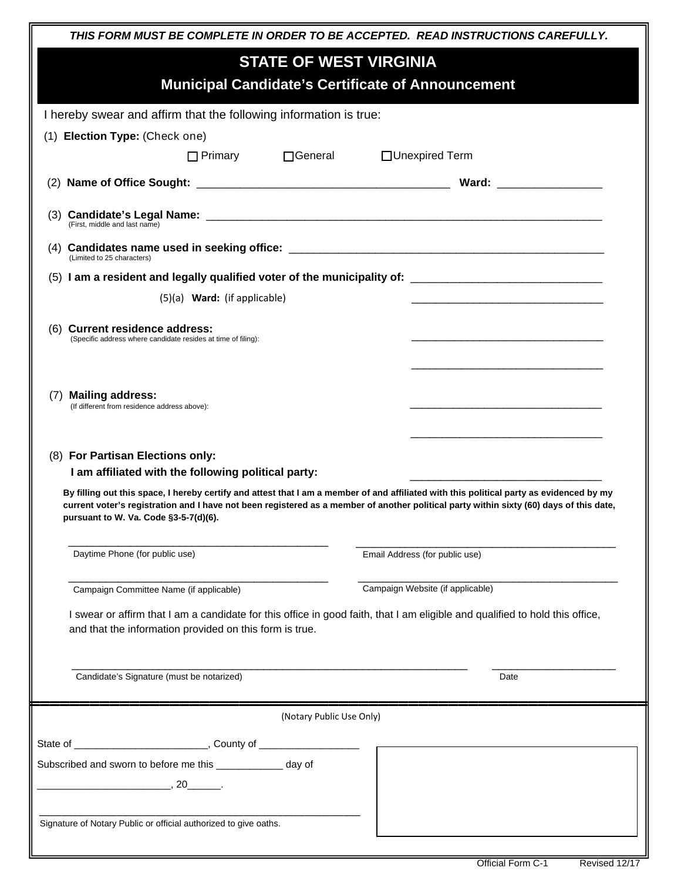***THIS FORM MUST BE COMPLETE IN ORDER TO BE ACCEPTED. READ INSTRUCTIONS CAREFULLY.***

# STATE OF WEST VIRGINIA

## Municipal Candidate's Certificate of Announcement

I hereby swear and affirm that the following information is true:

(1) **Election Type:** (Check one)

☐ Primary ☐ General ☐ Unexpired Term

(2) **Name of Office Sought:** ________________________________________ **Ward:** ________________

(3) **Candidate's Legal Name:** ________________________________________________________________
(First, middle and last name)

(4) **Candidates name used in seeking office:** ___________________________________________________
(Limited to 25 characters)

(5) **I am a resident and legally qualified voter of the municipality of:** ______________________________

(5)(a) **Ward:** (if applicable) ________________________________

(6) **Current residence address:**
(Specific address where candidate resides at time of filing): ________________________________

________________________________

(7) **Mailing address:**
(If different from residence address above): ________________________________

________________________________

(8) **For Partisan Elections only:**
**I am affiliated with the following political party:** ________________________________

**By filling out this space, I hereby certify and attest that I am a member of and affiliated with this political party as evidenced by my current voter's registration and I have not been registered as a member of another political party within sixty (60) days of this date, pursuant to W. Va. Code §3-5-7(d)(6).**

____________________________________________ ____________________________________________
Daytime Phone (for public use) Email Address (for public use)

____________________________________________ ____________________________________________
Campaign Committee Name (if applicable) Campaign Website (if applicable)

I swear or affirm that I am a candidate for this office in good faith, that I am eligible and qualified to hold this office, and that the information provided on this form is true.

__________________________________________________________________ ____________________
Candidate's Signature (must be notarized) Date

(Notary Public Use Only)

State of ______________________, County of _________________

Subscribed and sworn to before me this ___________ day of

______________________, 20_____.

________________________________________________________
Signature of Notary Public or official authorized to give oaths.

Official Form C-1 Revised 12/17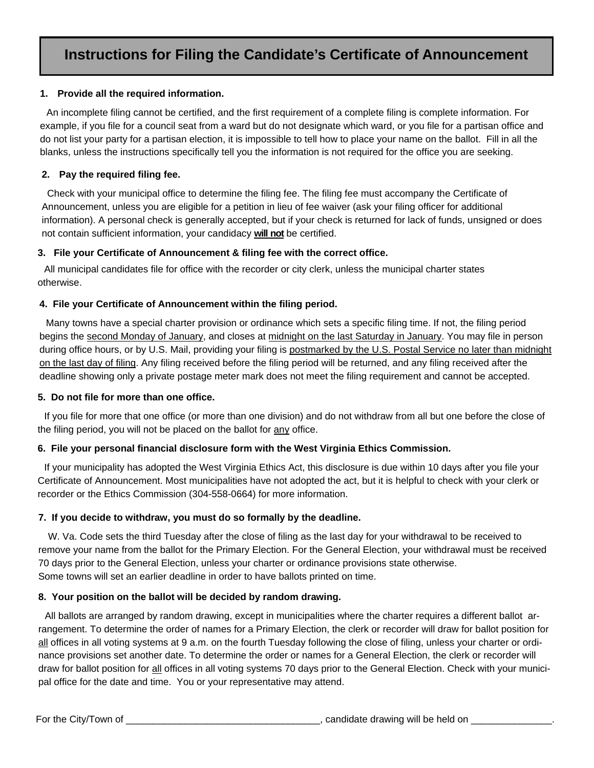# Instructions for Filing the Candidate's Certificate of Announcement

**1. Provide all the required information.**

An incomplete filing cannot be certified, and the first requirement of a complete filing is complete information. For example, if you file for a council seat from a ward but do not designate which ward, or you file for a partisan office and do not list your party for a partisan election, it is impossible to tell how to place your name on the ballot. Fill in all the blanks, unless the instructions specifically tell you the information is not required for the office you are seeking.

**2. Pay the required filing fee.**

Check with your municipal office to determine the filing fee. The filing fee must accompany the Certificate of Announcement, unless you are eligible for a petition in lieu of fee waiver (ask your filing officer for additional information). A personal check is generally accepted, but if your check is returned for lack of funds, unsigned or does not contain sufficient information, your candidacy **will not** be certified.

**3. File your Certificate of Announcement & filing fee with the correct office.**

All municipal candidates file for office with the recorder or city clerk, unless the municipal charter states otherwise.

**4. File your Certificate of Announcement within the filing period.**

Many towns have a special charter provision or ordinance which sets a specific filing time. If not, the filing period begins the second Monday of January, and closes at midnight on the last Saturday in January. You may file in person during office hours, or by U.S. Mail, providing your filing is postmarked by the U.S. Postal Service no later than midnight on the last day of filing. Any filing received before the filing period will be returned, and any filing received after the deadline showing only a private postage meter mark does not meet the filing requirement and cannot be accepted.

**5. Do not file for more than one office.**

If you file for more that one office (or more than one division) and do not withdraw from all but one before the close of the filing period, you will not be placed on the ballot for any office.

**6. File your personal financial disclosure form with the West Virginia Ethics Commission.**

If your municipality has adopted the West Virginia Ethics Act, this disclosure is due within 10 days after you file your Certificate of Announcement. Most municipalities have not adopted the act, but it is helpful to check with your clerk or recorder or the Ethics Commission (304-558-0664) for more information.

**7. If you decide to withdraw, you must do so formally by the deadline.**

W. Va. Code sets the third Tuesday after the close of filing as the last day for your withdrawal to be received to remove your name from the ballot for the Primary Election. For the General Election, your withdrawal must be received 70 days prior to the General Election, unless your charter or ordinance provisions state otherwise. Some towns will set an earlier deadline in order to have ballots printed on time.

**8. Your position on the ballot will be decided by random drawing.**

All ballots are arranged by random drawing, except in municipalities where the charter requires a different ballot arrangement. To determine the order of names for a Primary Election, the clerk or recorder will draw for ballot position for all offices in all voting systems at 9 a.m. on the fourth Tuesday following the close of filing, unless your charter or ordinance provisions set another date. To determine the order or names for a General Election, the clerk or recorder will draw for ballot position for all offices in all voting systems 70 days prior to the General Election. Check with your municipal office for the date and time. You or your representative may attend.

For the City/Town of ____________________________________, candidate drawing will be held on _______________.